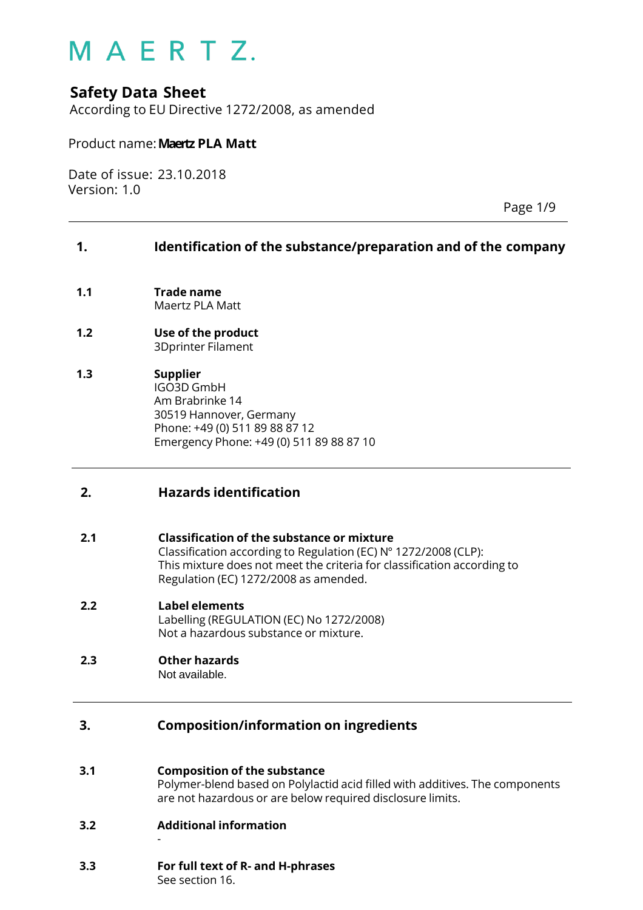M A E R T Z.

# Safety Data Sheet

According to EU Directive 1272/2008, as amended

Product name: **Maertz PLA Matt**

Date of issue: 23.10.2018
Version: 1.0

## 1. Identification of the substance/preparation and of the company

**1.1 Trade name**
Maertz PLA Matt

**1.2 Use of the product**
3Dprinter Filament

**1.3 Supplier**
IGO3D GmbH
Am Brabrinke 14
30519 Hannover, Germany
Phone: +49 (0) 511 89 88 87 12
Emergency Phone: +49 (0) 511 89 88 87 10

## 2. Hazards identification

**2.1 Classification of the substance or mixture**
Classification according to Regulation (EC) N° 1272/2008 (CLP):
This mixture does not meet the criteria for classification according to Regulation (EC) 1272/2008 as amended.

**2.2 Label elements**
Labelling (REGULATION (EC) No 1272/2008)
Not a hazardous substance or mixture.

**2.3 Other hazards**
Not available.

## 3. Composition/information on ingredients

**3.1 Composition of the substance**
Polymer-blend based on Polylactid acid filled with additives. The components are not hazardous or are below required disclosure limits.

**3.2 Additional information**
-

**3.3 For full text of R- and H-phrases**
See section 16.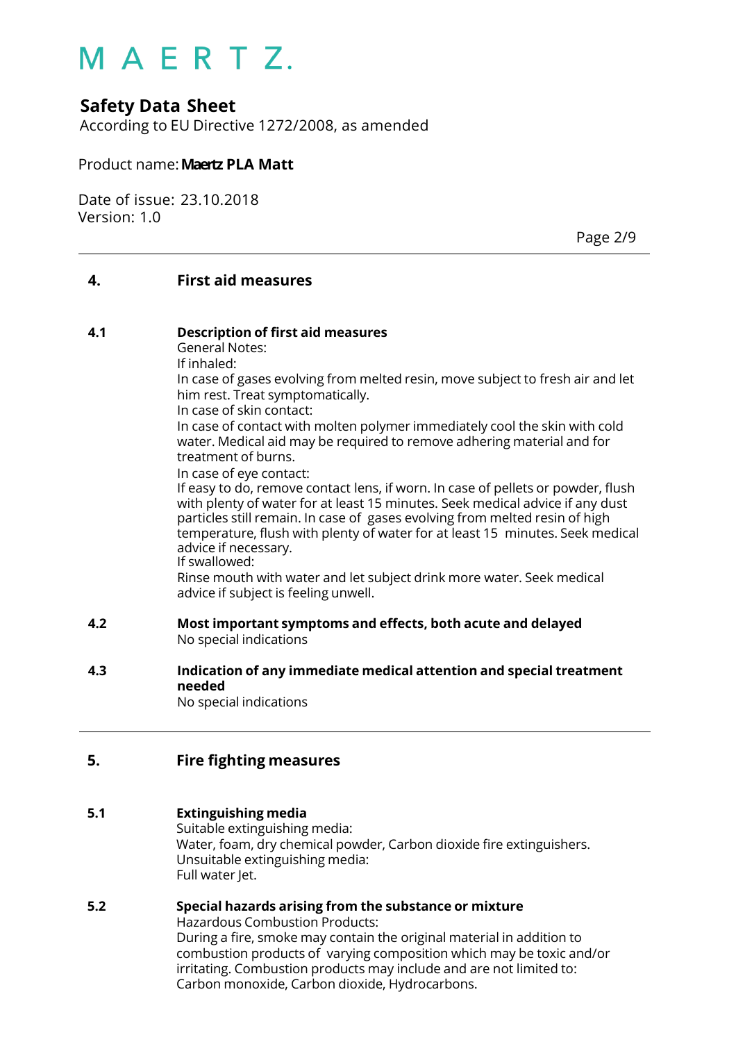## 4. First aid measures

### 4.1 Description of first aid measures

General Notes:

If inhaled:

In case of gases evolving from melted resin, move subject to fresh air and let him rest. Treat symptomatically.

In case of skin contact:

In case of contact with molten polymer immediately cool the skin with cold water. Medical aid may be required to remove adhering material and for treatment of burns.

In case of eye contact:

If easy to do, remove contact lens, if worn. In case of pellets or powder, flush with plenty of water for at least 15 minutes. Seek medical advice if any dust particles still remain. In case of gases evolving from melted resin of high temperature, flush with plenty of water for at least 15 minutes. Seek medical advice if necessary.

If swallowed:

Rinse mouth with water and let subject drink more water. Seek medical advice if subject is feeling unwell.

### 4.2 Most important symptoms and effects, both acute and delayed

No special indications

### 4.3 Indication of any immediate medical attention and special treatment needed

No special indications

## 5. Fire fighting measures

### 5.1 Extinguishing media

Suitable extinguishing media:

Water, foam, dry chemical powder, Carbon dioxide fire extinguishers.

Unsuitable extinguishing media:

Full water Jet.

### 5.2 Special hazards arising from the substance or mixture

Hazardous Combustion Products:

During a fire, smoke may contain the original material in addition to combustion products of varying composition which may be toxic and/or irritating. Combustion products may include and are not limited to: Carbon monoxide, Carbon dioxide, Hydrocarbons.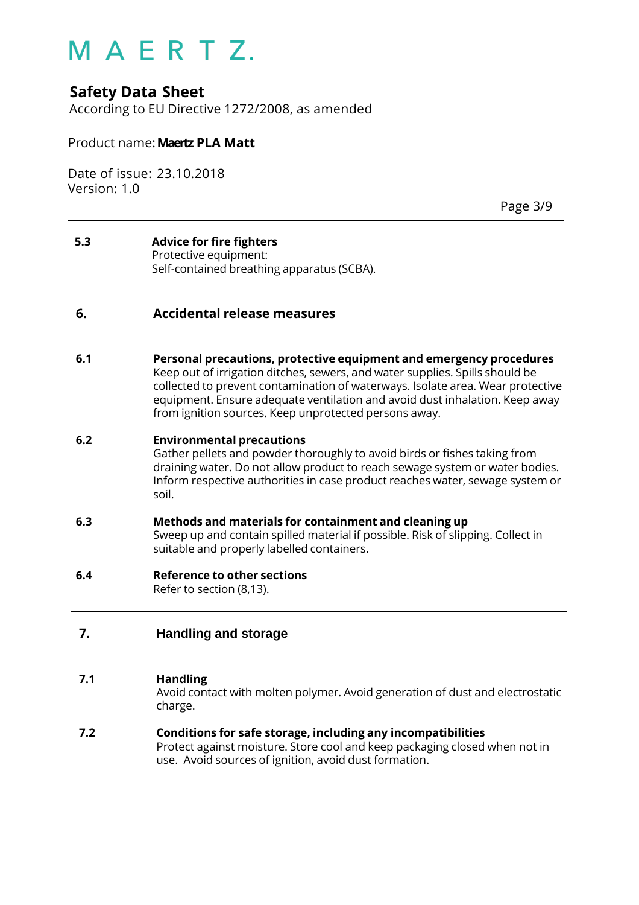### 5.3 Advice for fire fighters

Protective equipment:
Self-contained breathing apparatus (SCBA).

## 6. Accidental release measures

### 6.1 Personal precautions, protective equipment and emergency procedures

Keep out of irrigation ditches, sewers, and water supplies. Spills should be collected to prevent contamination of waterways. Isolate area. Wear protective equipment. Ensure adequate ventilation and avoid dust inhalation. Keep away from ignition sources. Keep unprotected persons away.

### 6.2 Environmental precautions

Gather pellets and powder thoroughly to avoid birds or fishes taking from draining water. Do not allow product to reach sewage system or water bodies. Inform respective authorities in case product reaches water, sewage system or soil.

### 6.3 Methods and materials for containment and cleaning up

Sweep up and contain spilled material if possible. Risk of slipping. Collect in suitable and properly labelled containers.

### 6.4 Reference to other sections

Refer to section (8,13).

## 7. Handling and storage

### 7.1 Handling

Avoid contact with molten polymer. Avoid generation of dust and electrostatic charge.

### 7.2 Conditions for safe storage, including any incompatibilities

Protect against moisture. Store cool and keep packaging closed when not in use. Avoid sources of ignition, avoid dust formation.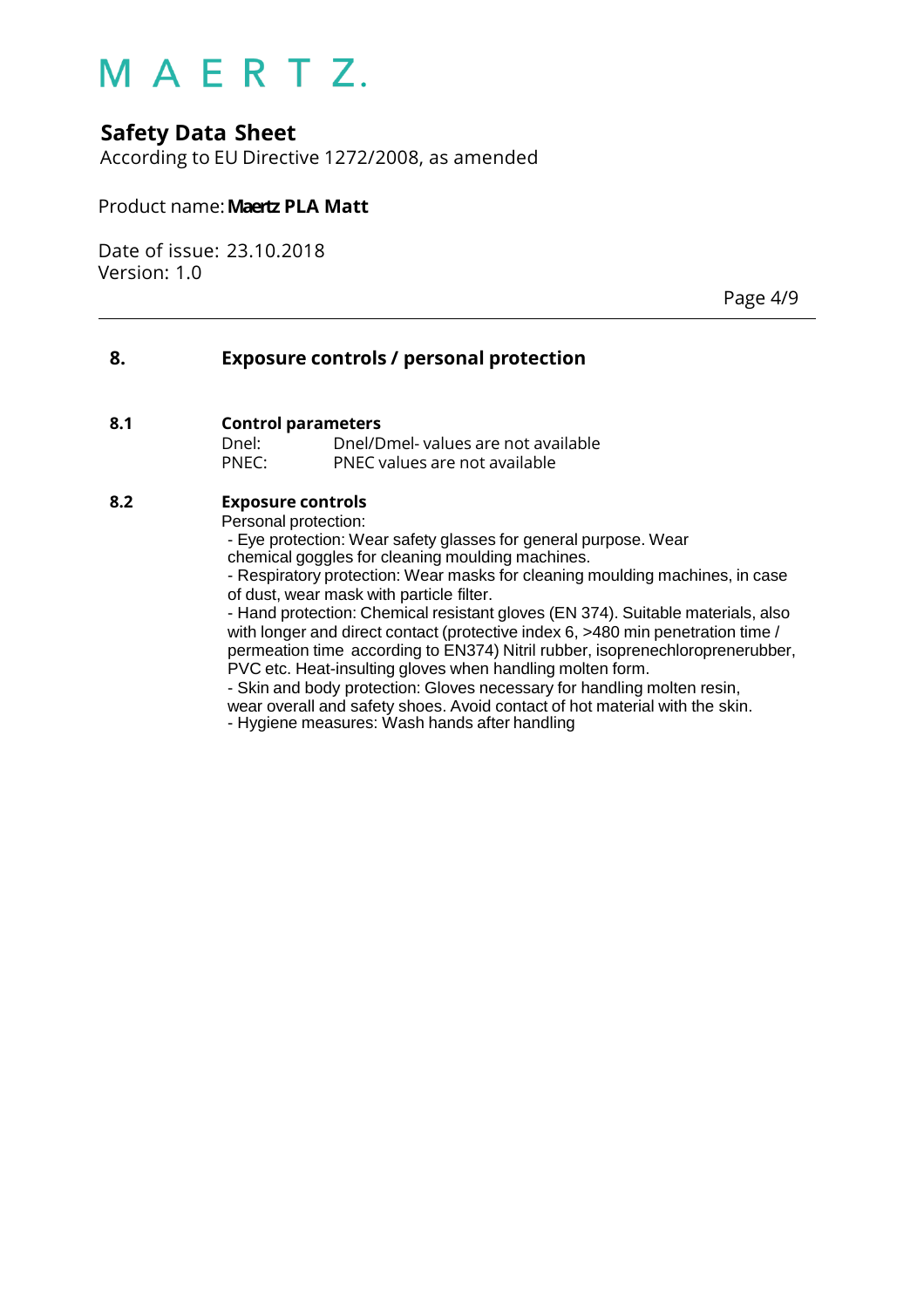## 8. Exposure controls / personal protection

### 8.1 Control parameters

Dnel: Dnel/Dmel- values are not available
PNEC: PNEC values are not available

### 8.2 Exposure controls

Personal protection:

- Eye protection: Wear safety glasses for general purpose. Wear chemical goggles for cleaning moulding machines.
- Respiratory protection: Wear masks for cleaning moulding machines, in case of dust, wear mask with particle filter.
- Hand protection: Chemical resistant gloves (EN 374). Suitable materials, also with longer and direct contact (protective index 6, >480 min penetration time / permeation time according to EN374) Nitril rubber, isoprenechloroprenerubber, PVC etc. Heat-insulting gloves when handling molten form.
- Skin and body protection: Gloves necessary for handling molten resin, wear overall and safety shoes. Avoid contact of hot material with the skin.
- Hygiene measures: Wash hands after handling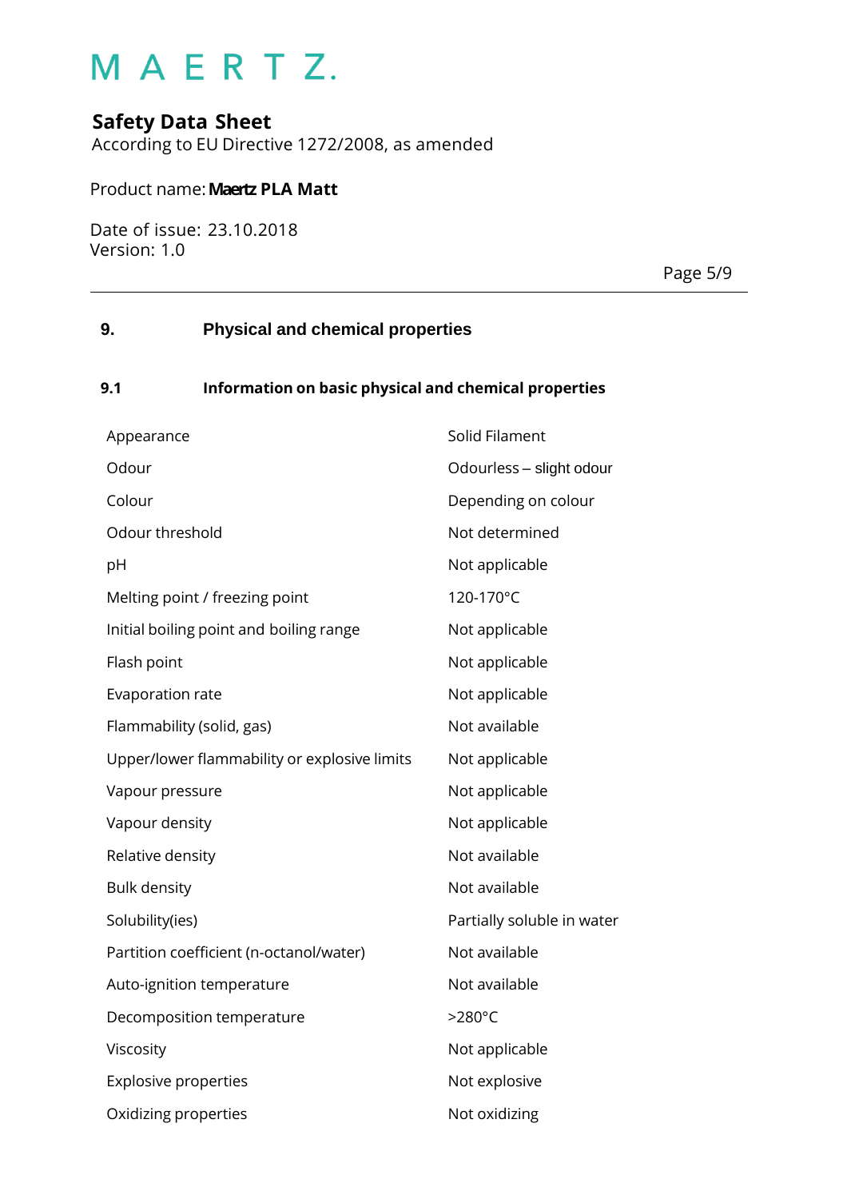## 9. Physical and chemical properties

### 9.1 Information on basic physical and chemical properties

| | |
|---|---|
| Appearance | Solid Filament |
| Odour | Odourless – slight odour |
| Colour | Depending on colour |
| Odour threshold | Not determined |
| pH | Not applicable |
| Melting point / freezing point | 120-170°C |
| Initial boiling point and boiling range | Not applicable |
| Flash point | Not applicable |
| Evaporation rate | Not applicable |
| Flammability (solid, gas) | Not available |
| Upper/lower flammability or explosive limits | Not applicable |
| Vapour pressure | Not applicable |
| Vapour density | Not applicable |
| Relative density | Not available |
| Bulk density | Not available |
| Solubility(ies) | Partially soluble in water |
| Partition coefficient (n-octanol/water) | Not available |
| Auto-ignition temperature | Not available |
| Decomposition temperature | >280°C |
| Viscosity | Not applicable |
| Explosive properties | Not explosive |
| Oxidizing properties | Not oxidizing |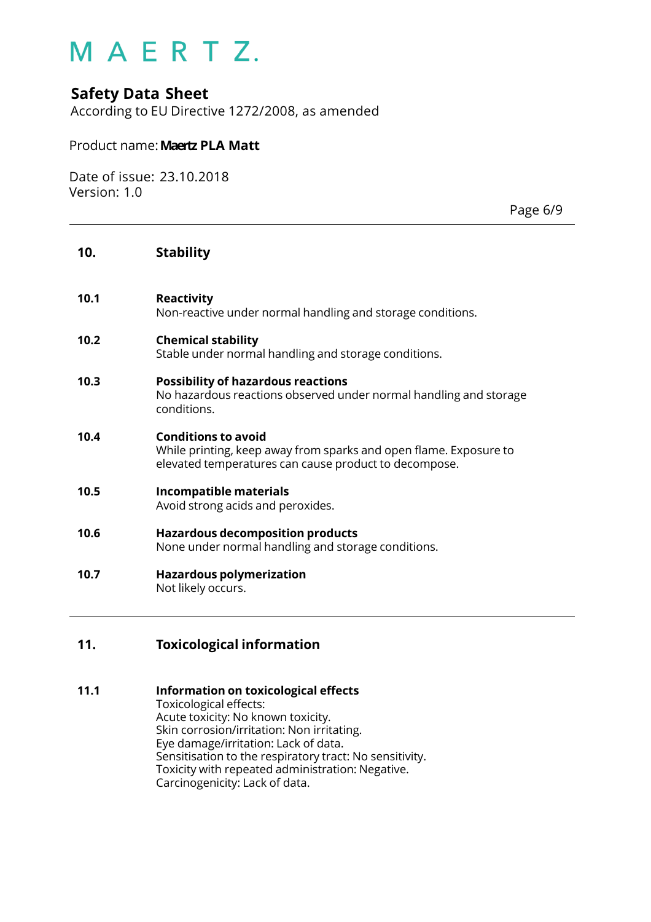## 10. Stability

**10.1 Reactivity**
Non-reactive under normal handling and storage conditions.

**10.2 Chemical stability**
Stable under normal handling and storage conditions.

**10.3 Possibility of hazardous reactions**
No hazardous reactions observed under normal handling and storage conditions.

**10.4 Conditions to avoid**
While printing, keep away from sparks and open flame. Exposure to elevated temperatures can cause product to decompose.

**10.5 Incompatible materials**
Avoid strong acids and peroxides.

**10.6 Hazardous decomposition products**
None under normal handling and storage conditions.

**10.7 Hazardous polymerization**
Not likely occurs.

## 11. Toxicological information

**11.1 Information on toxicological effects**
Toxicological effects:
Acute toxicity: No known toxicity.
Skin corrosion/irritation: Non irritating.
Eye damage/irritation: Lack of data.
Sensitisation to the respiratory tract: No sensitivity.
Toxicity with repeated administration: Negative.
Carcinogenicity: Lack of data.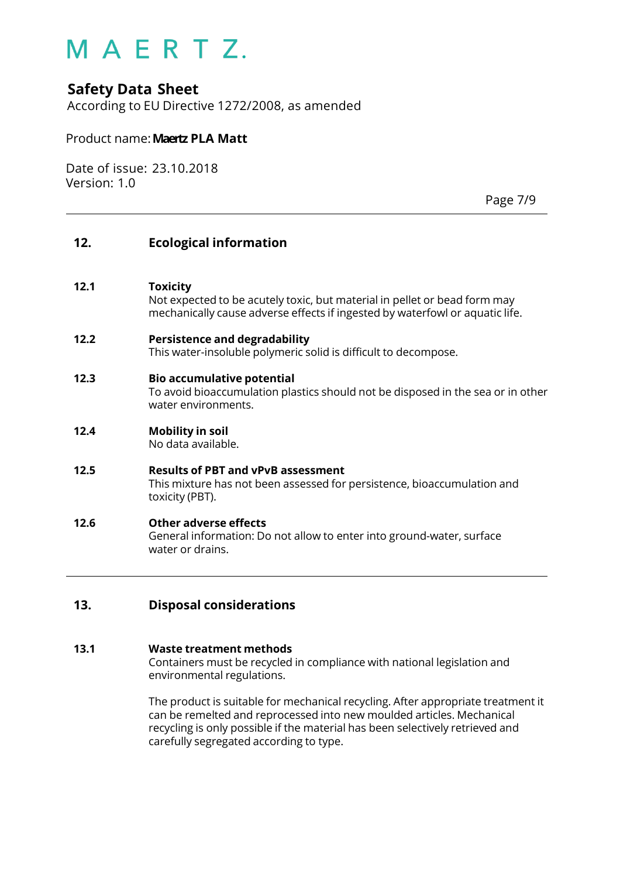## 12. Ecological information

### 12.1 Toxicity

Not expected to be acutely toxic, but material in pellet or bead form may mechanically cause adverse effects if ingested by waterfowl or aquatic life.

### 12.2 Persistence and degradability

This water-insoluble polymeric solid is difficult to decompose.

### 12.3 Bio accumulative potential

To avoid bioaccumulation plastics should not be disposed in the sea or in other water environments.

### 12.4 Mobility in soil

No data available.

### 12.5 Results of PBT and vPvB assessment

This mixture has not been assessed for persistence, bioaccumulation and toxicity (PBT).

### 12.6 Other adverse effects

General information: Do not allow to enter into ground-water, surface water or drains.

## 13. Disposal considerations

### 13.1 Waste treatment methods

Containers must be recycled in compliance with national legislation and environmental regulations.

The product is suitable for mechanical recycling. After appropriate treatment it can be remelted and reprocessed into new moulded articles. Mechanical recycling is only possible if the material has been selectively retrieved and carefully segregated according to type.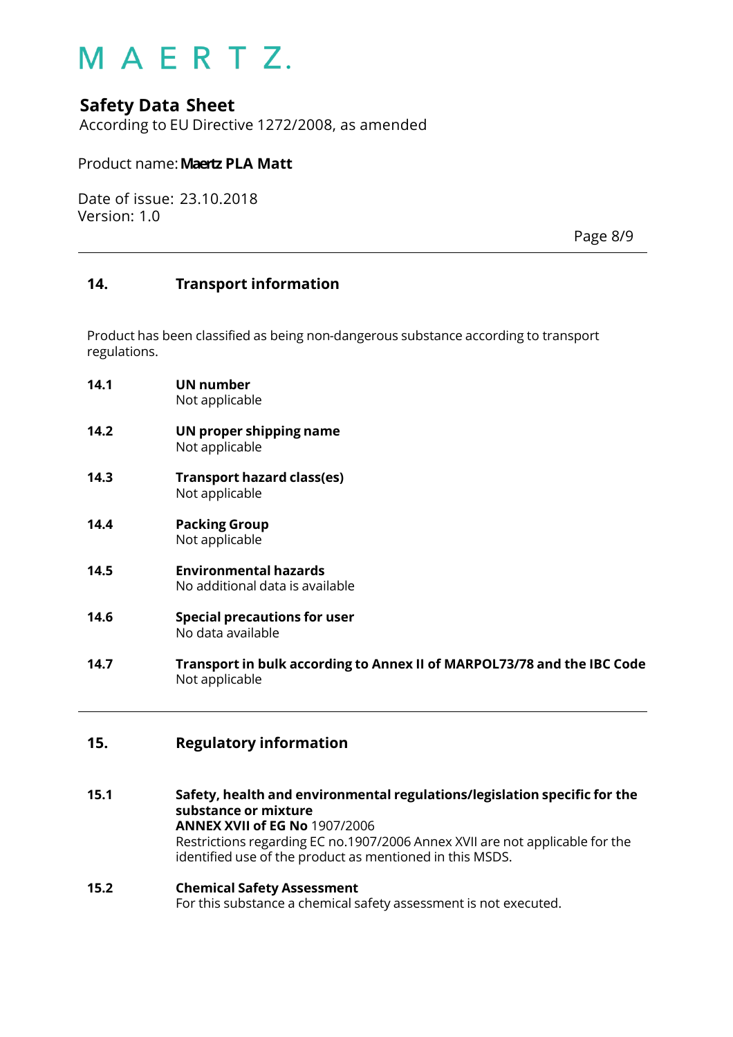## 14. Transport information

Product has been classified as being non-dangerous substance according to transport regulations.

**14.1 UN number**
Not applicable

**14.2 UN proper shipping name**
Not applicable

**14.3 Transport hazard class(es)**
Not applicable

**14.4 Packing Group**
Not applicable

**14.5 Environmental hazards**
No additional data is available

**14.6 Special precautions for user**
No data available

**14.7 Transport in bulk according to Annex II of MARPOL73/78 and the IBC Code**
Not applicable

## 15. Regulatory information

**15.1 Safety, health and environmental regulations/legislation specific for the substance or mixture**
**ANNEX XVII of EG No** 1907/2006
Restrictions regarding EC no.1907/2006 Annex XVII are not applicable for the identified use of the product as mentioned in this MSDS.

**15.2 Chemical Safety Assessment**
For this substance a chemical safety assessment is not executed.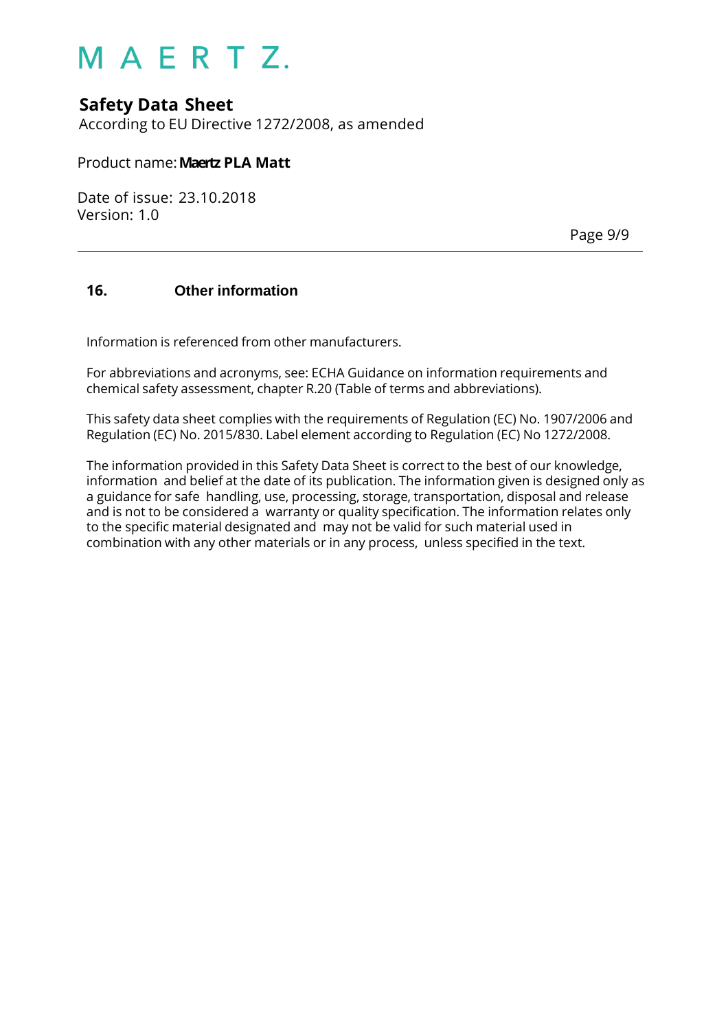## 16. Other information

Information is referenced from other manufacturers.

For abbreviations and acronyms, see: ECHA Guidance on information requirements and chemical safety assessment, chapter R.20 (Table of terms and abbreviations).

This safety data sheet complies with the requirements of Regulation (EC) No. 1907/2006 and Regulation (EC) No. 2015/830. Label element according to Regulation (EC) No 1272/2008.

The information provided in this Safety Data Sheet is correct to the best of our knowledge, information and belief at the date of its publication. The information given is designed only as a guidance for safe handling, use, processing, storage, transportation, disposal and release and is not to be considered a warranty or quality specification. The information relates only to the specific material designated and may not be valid for such material used in combination with any other materials or in any process, unless specified in the text.